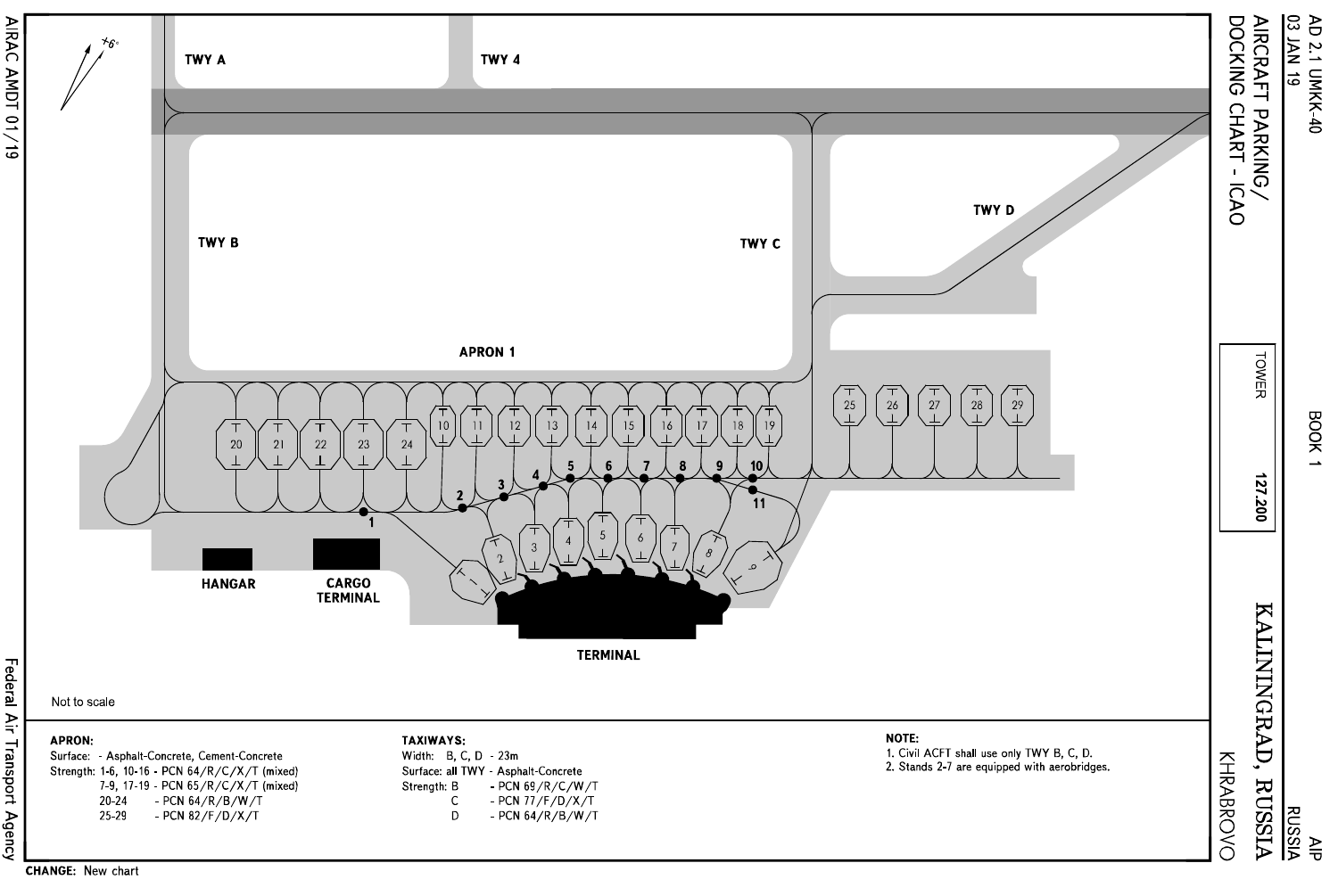# AIRCRAFT PARKING/DOCKING CHART - ICAO

KALININGRAD, RUSSIA

KHRABROVO

TOWER 127.200

TWY A

TWY 4

TWY B

TWY C

TWY D

APRON 1

HANGAR

CARGO TERMINAL

TERMINAL

Not to scale

**APRON:**

Surface: - Asphalt-Concrete, Cement-Concrete

Strength:

| Stands | Strength |
| --- | --- |
| 1-6, 10-16 | PCN 64/R/C/X/T (mixed) |
| 7-9, 17-19 | PCN 65/R/C/X/T (mixed) |
| 20-24 | PCN 64/R/B/W/T |
| 25-29 | PCN 82/F/D/X/T |

**TAXIWAYS:**

Width: B, C, D - 23m

Surface: all TWY - Asphalt-Concrete

Strength:

| TWY | Strength |
| --- | --- |
| B | PCN 69/R/C/W/T |
| C | PCN 77/F/D/X/T |
| D | PCN 64/R/B/W/T |

**NOTE:**

1. Civil ACFT shall use only TWY B, C, D.
2. Stands 2-7 are equipped with aerobridges.

**CHANGE:** New chart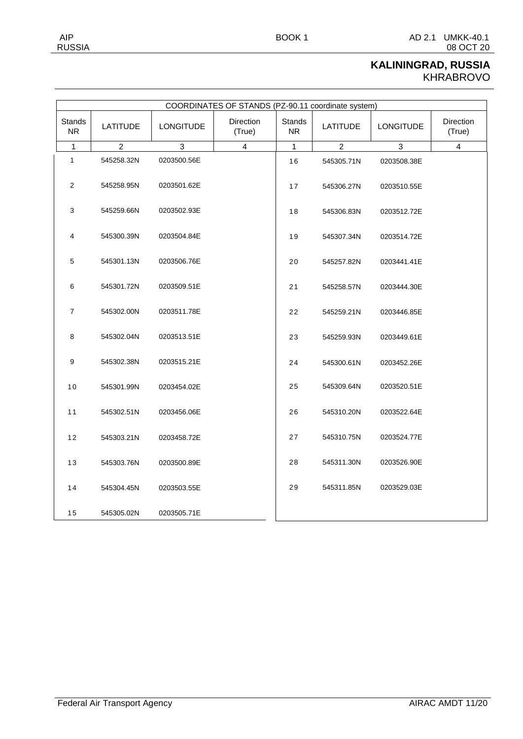# KALININGRAD, RUSSIA
KHRABROVO

| COORDINATES OF STANDS (PZ-90.11 coordinate system) | | | | | | | |
|---|---|---|---|---|---|---|---|
| Stands NR | LATITUDE | LONGITUDE | Direction (True) | Stands NR | LATITUDE | LONGITUDE | Direction (True) |
| 1 | 2 | 3 | 4 | 1 | 2 | 3 | 4 |
| 1 | 545258.32N | 0203500.56E | | 16 | 545305.71N | 0203508.38E | |
| 2 | 545258.95N | 0203501.62E | | 17 | 545306.27N | 0203510.55E | |
| 3 | 545259.66N | 0203502.93E | | 18 | 545306.83N | 0203512.72E | |
| 4 | 545300.39N | 0203504.84E | | 19 | 545307.34N | 0203514.72E | |
| 5 | 545301.13N | 0203506.76E | | 20 | 545257.82N | 0203441.41E | |
| 6 | 545301.72N | 0203509.51E | | 21 | 545258.57N | 0203444.30E | |
| 7 | 545302.00N | 0203511.78E | | 22 | 545259.21N | 0203446.85E | |
| 8 | 545302.04N | 0203513.51E | | 23 | 545259.93N | 0203449.61E | |
| 9 | 545302.38N | 0203515.21E | | 24 | 545300.61N | 0203452.26E | |
| 10 | 545301.99N | 0203454.02E | | 25 | 545309.64N | 0203520.51E | |
| 11 | 545302.51N | 0203456.06E | | 26 | 545310.20N | 0203522.64E | |
| 12 | 545303.21N | 0203458.72E | | 27 | 545310.75N | 0203524.77E | |
| 13 | 545303.76N | 0203500.89E | | 28 | 545311.30N | 0203526.90E | |
| 14 | 545304.45N | 0203503.55E | | 29 | 545311.85N | 0203529.03E | |
| 15 | 545305.02N | 0203505.71E | | | | | |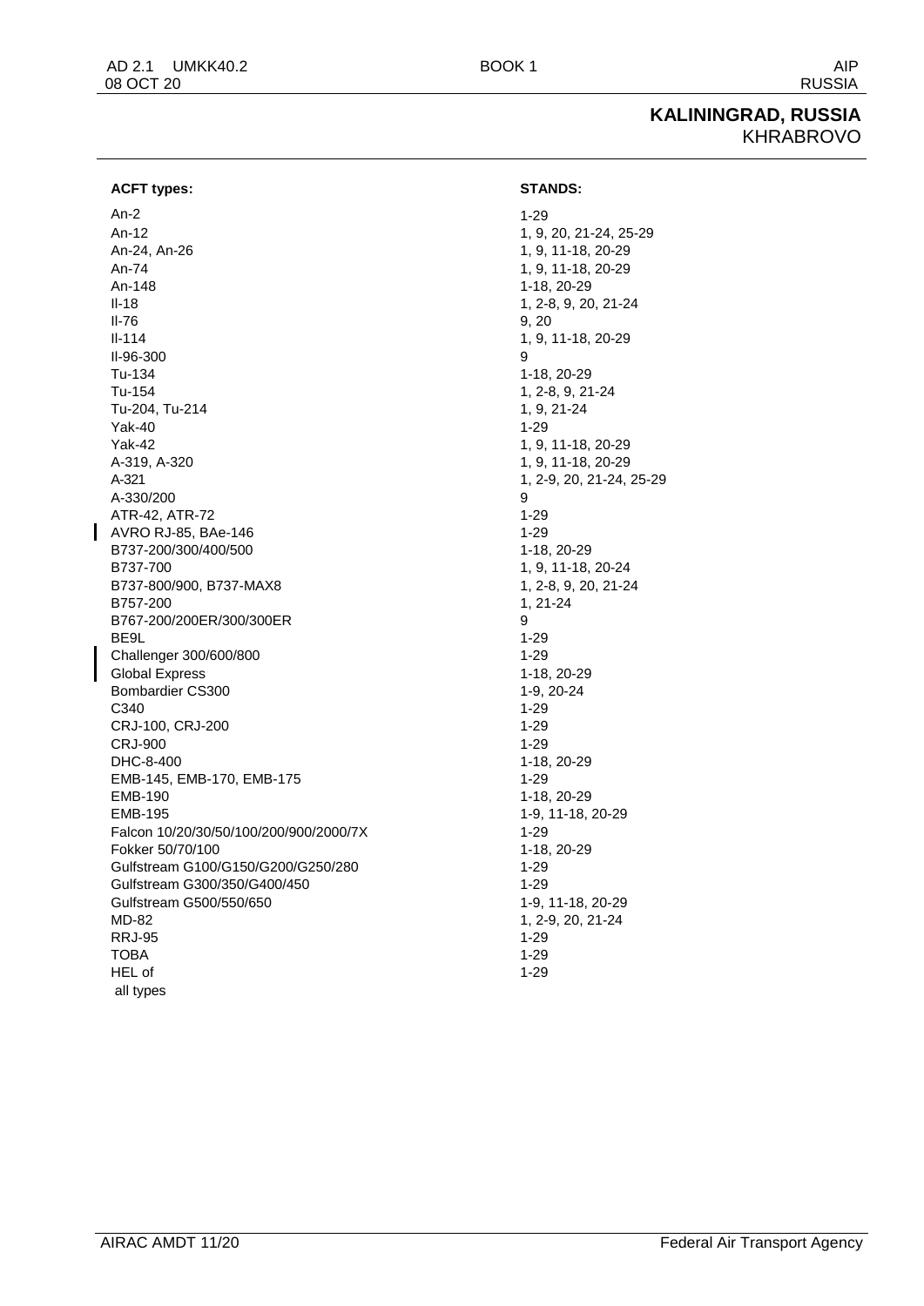## KALININGRAD, RUSSIA
KHRABROVO

| ACFT types: | STANDS: |
|---|---|
| An-2 | 1-29 |
| An-12 | 1, 9, 20, 21-24, 25-29 |
| An-24, An-26 | 1, 9, 11-18, 20-29 |
| An-74 | 1, 9, 11-18, 20-29 |
| An-148 | 1-18, 20-29 |
| Il-18 | 1, 2-8, 9, 20, 21-24 |
| Il-76 | 9, 20 |
| Il-114 | 1, 9, 11-18, 20-29 |
| Il-96-300 | 9 |
| Tu-134 | 1-18, 20-29 |
| Tu-154 | 1, 2-8, 9, 21-24 |
| Tu-204, Tu-214 | 1, 9, 21-24 |
| Yak-40 | 1-29 |
| Yak-42 | 1, 9, 11-18, 20-29 |
| A-319, A-320 | 1, 9, 11-18, 20-29 |
| A-321 | 1, 2-9, 20, 21-24, 25-29 |
| A-330/200 | 9 |
| ATR-42, ATR-72 | 1-29 |
| AVRO RJ-85, BAe-146 | 1-29 |
| B737-200/300/400/500 | 1-18, 20-29 |
| B737-700 | 1, 9, 11-18, 20-24 |
| B737-800/900, B737-MAX8 | 1, 2-8, 9, 20, 21-24 |
| B757-200 | 1, 21-24 |
| B767-200/200ER/300/300ER | 9 |
| BE9L | 1-29 |
| Challenger 300/600/800 | 1-29 |
| Global Express | 1-18, 20-29 |
| Bombardier CS300 | 1-9, 20-24 |
| C340 | 1-29 |
| CRJ-100, CRJ-200 | 1-29 |
| CRJ-900 | 1-29 |
| DHC-8-400 | 1-18, 20-29 |
| EMB-145, EMB-170, EMB-175 | 1-29 |
| EMB-190 | 1-18, 20-29 |
| EMB-195 | 1-9, 11-18, 20-29 |
| Falcon 10/20/30/50/100/200/900/2000/7X | 1-29 |
| Fokker 50/70/100 | 1-18, 20-29 |
| Gulfstream G100/G150/G200/G250/280 | 1-29 |
| Gulfstream G300/350/G400/450 | 1-29 |
| Gulfstream G500/550/650 | 1-9, 11-18, 20-29 |
| MD-82 | 1, 2-9, 20, 21-24 |
| RRJ-95 | 1-29 |
| TOBA | 1-29 |
| HEL of all types | 1-29 |